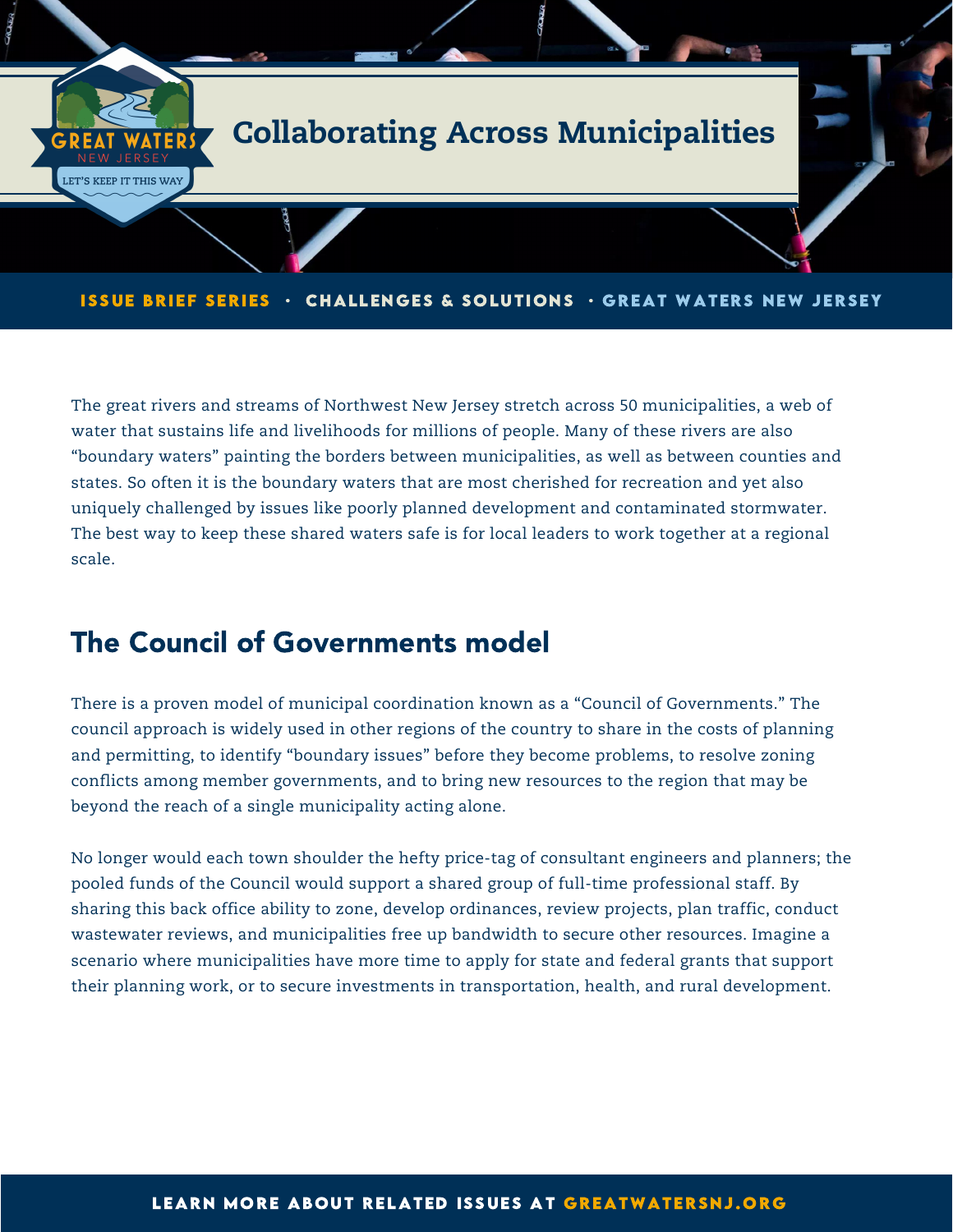# Collaborating Across Municipalities

ISSUE BRIEF SERIES · CHALLENGES & SOLUTIONS · GREAT WATERS NEW JERSEY

The great rivers and streams of Northwest New Jersey stretch across 50 municipalities, a web of water that sustains life and livelihoods for millions of people. Many of these rivers are also "boundary waters" painting the borders between municipalities, as well as between counties and states. So often it is the boundary waters that are most cherished for recreation and yet also uniquely challenged by issues like poorly planned development and contaminated stormwater. The best way to keep these shared waters safe is for local leaders to work together at a regional scale.

## The Council of Governments model

There is a proven model of municipal coordination known as a "Council of Governments." The council approach is widely used in other regions of the country to share in the costs of planning and permitting, to identify "boundary issues" before they become problems, to resolve zoning conflicts among member governments, and to bring new resources to the region that may be beyond the reach of a single municipality acting alone.

No longer would each town shoulder the hefty price-tag of consultant engineers and planners; the pooled funds of the Council would support a shared group of full-time professional staff. By sharing this back office ability to zone, develop ordinances, review projects, plan traffic, conduct wastewater reviews, and municipalities free up bandwidth to secure other resources. Imagine a scenario where municipalities have more time to apply for state and federal grants that support their planning work, or to secure investments in transportation, health, and rural development.

LEARN MORE ABOUT RELATED ISSUES AT GREATWATERSNJ.ORG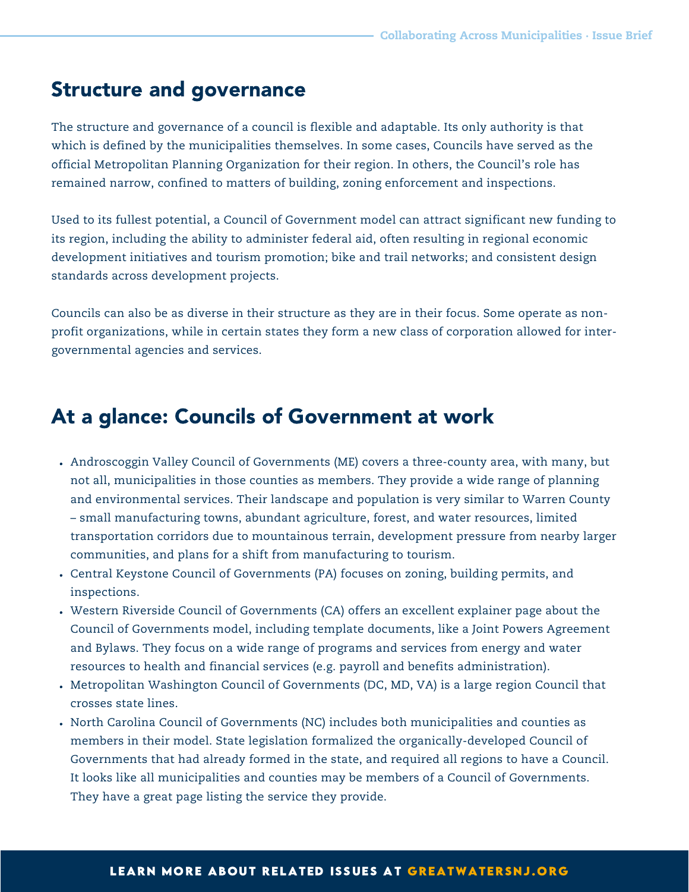## Structure and governance

The structure and governance of a council is flexible and adaptable. Its only authority is that which is defined by the municipalities themselves. In some cases, Councils have served as the official Metropolitan Planning Organization for their region. In others, the Council's role has remained narrow, confined to matters of building, zoning enforcement and inspections.

Used to its fullest potential, a Council of Government model can attract significant new funding to its region, including the ability to administer federal aid, often resulting in regional economic development initiatives and tourism promotion; bike and trail networks; and consistent design standards across development projects.

Councils can also be as diverse in their structure as they are in their focus. Some operate as non-profit organizations, while in certain states they form a new class of corporation allowed for inter-governmental agencies and services.

## At a glance: Councils of Government at work

- Androscoggin Valley Council of Governments (ME) covers a three-county area, with many, but not all, municipalities in those counties as members. They provide a wide range of planning and environmental services. Their landscape and population is very similar to Warren County – small manufacturing towns, abundant agriculture, forest, and water resources, limited transportation corridors due to mountainous terrain, development pressure from nearby larger communities, and plans for a shift from manufacturing to tourism.
- Central Keystone Council of Governments (PA) focuses on zoning, building permits, and inspections.
- Western Riverside Council of Governments (CA) offers an excellent explainer page about the Council of Governments model, including template documents, like a Joint Powers Agreement and Bylaws. They focus on a wide range of programs and services from energy and water resources to health and financial services (e.g. payroll and benefits administration).
- Metropolitan Washington Council of Governments (DC, MD, VA) is a large region Council that crosses state lines.
- North Carolina Council of Governments (NC) includes both municipalities and counties as members in their model. State legislation formalized the organically-developed Council of Governments that had already formed in the state, and required all regions to have a Council. It looks like all municipalities and counties may be members of a Council of Governments. They have a great page listing the service they provide.

**LEARN MORE ABOUT RELATED ISSUES AT GREATWATERSNJ.ORG**